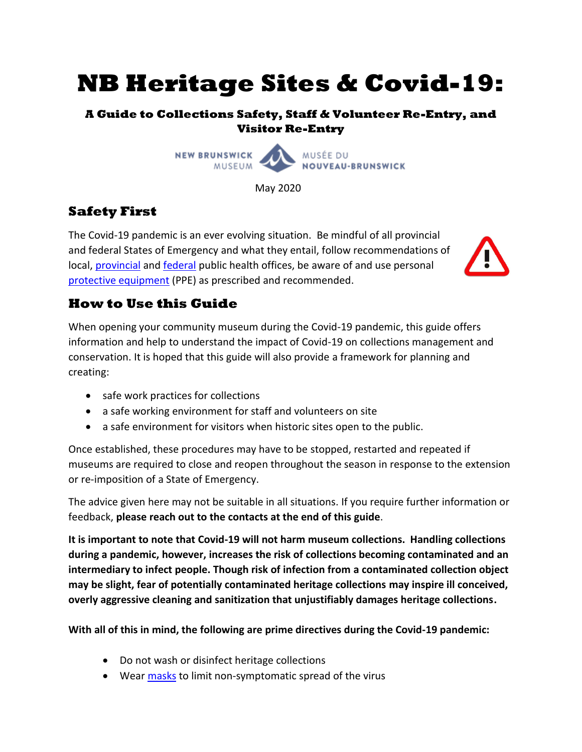# NB Heritage Sites & Covid-19:

### A Guide to Collections Safety, Staff & Volunteer Re-Entry, and Visitor Re-Entry

NEW BRUNSWICK MUSEUM MUSÉE DU NOUVEAU-BRUNSWICK

May 2020

## Safety First

The Covid-19 pandemic is an ever evolving situation. Be mindful of all provincial and federal States of Emergency and what they entail, follow recommendations of local, provincial and federal public health offices, be aware of and use personal protective equipment (PPE) as prescribed and recommended.

## How to Use this Guide

When opening your community museum during the Covid-19 pandemic, this guide offers information and help to understand the impact of Covid-19 on collections management and conservation. It is hoped that this guide will also provide a framework for planning and creating:

- safe work practices for collections
- a safe working environment for staff and volunteers on site
- a safe environment for visitors when historic sites open to the public.

Once established, these procedures may have to be stopped, restarted and repeated if museums are required to close and reopen throughout the season in response to the extension or re-imposition of a State of Emergency.

The advice given here may not be suitable in all situations. If you require further information or feedback, **please reach out to the contacts at the end of this guide**.

**It is important to note that Covid-19 will not harm museum collections. Handling collections during a pandemic, however, increases the risk of collections becoming contaminated and an intermediary to infect people. Though risk of infection from a contaminated collection object may be slight, fear of potentially contaminated heritage collections may inspire ill conceived, overly aggressive cleaning and sanitization that unjustifiably damages heritage collections.**

**With all of this in mind, the following are prime directives during the Covid-19 pandemic:**

- Do not wash or disinfect heritage collections
- Wear masks to limit non-symptomatic spread of the virus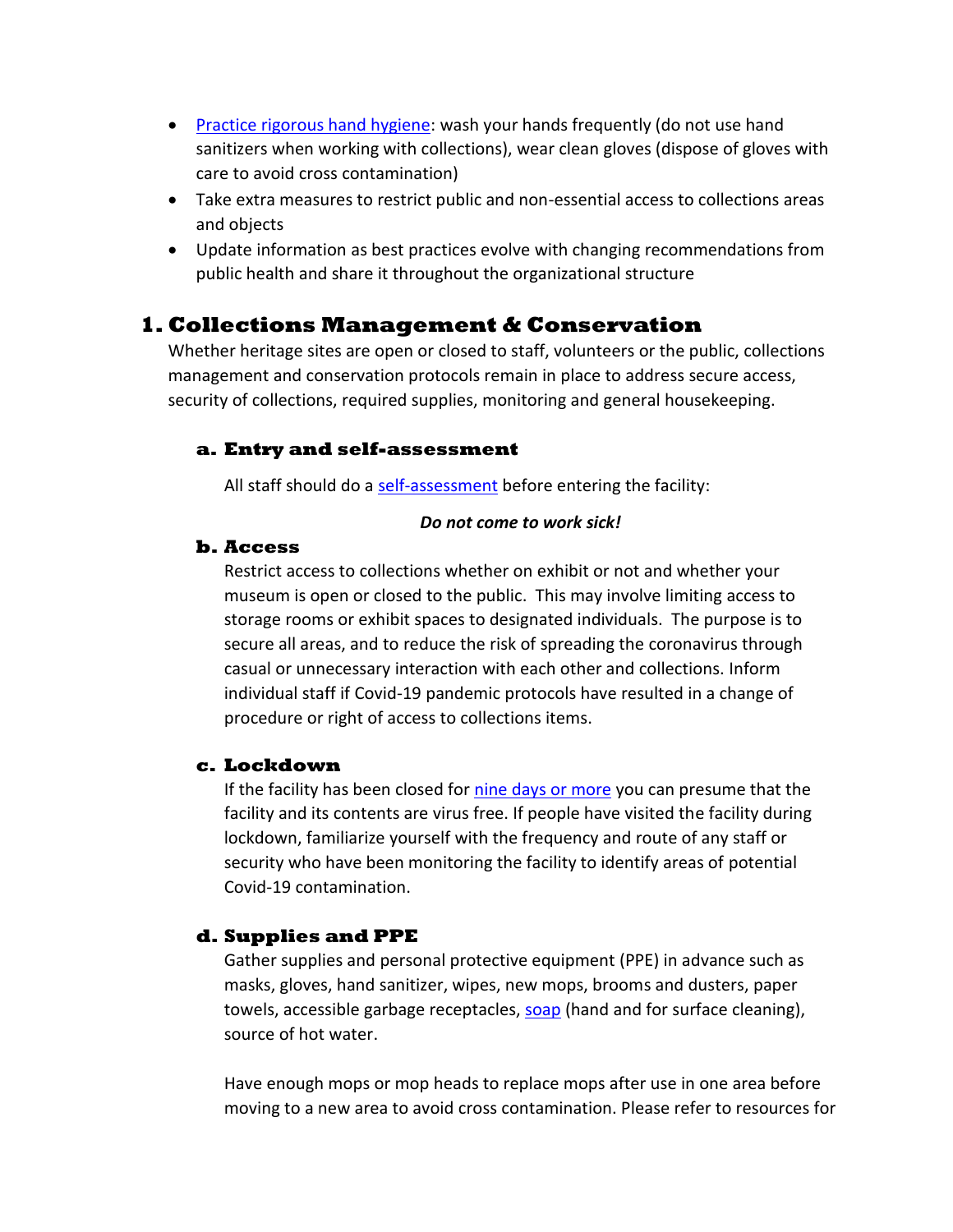- [Practice rigorous hand hygiene](): wash your hands frequently (do not use hand sanitizers when working with collections), wear clean gloves (dispose of gloves with care to avoid cross contamination)
- Take extra measures to restrict public and non-essential access to collections areas and objects
- Update information as best practices evolve with changing recommendations from public health and share it throughout the organizational structure

## 1. Collections Management & Conservation

Whether heritage sites are open or closed to staff, volunteers or the public, collections management and conservation protocols remain in place to address secure access, security of collections, required supplies, monitoring and general housekeeping.

### a. Entry and self-assessment

All staff should do a [self-assessment]() before entering the facility:

***Do not come to work sick!***

### b. Access

Restrict access to collections whether on exhibit or not and whether your museum is open or closed to the public. This may involve limiting access to storage rooms or exhibit spaces to designated individuals. The purpose is to secure all areas, and to reduce the risk of spreading the coronavirus through casual or unnecessary interaction with each other and collections. Inform individual staff if Covid-19 pandemic protocols have resulted in a change of procedure or right of access to collections items.

### c. Lockdown

If the facility has been closed for [nine days or more]() you can presume that the facility and its contents are virus free. If people have visited the facility during lockdown, familiarize yourself with the frequency and route of any staff or security who have been monitoring the facility to identify areas of potential Covid-19 contamination.

### d. Supplies and PPE

Gather supplies and personal protective equipment (PPE) in advance such as masks, gloves, hand sanitizer, wipes, new mops, brooms and dusters, paper towels, accessible garbage receptacles, [soap]() (hand and for surface cleaning), source of hot water.

Have enough mops or mop heads to replace mops after use in one area before moving to a new area to avoid cross contamination. Please refer to resources for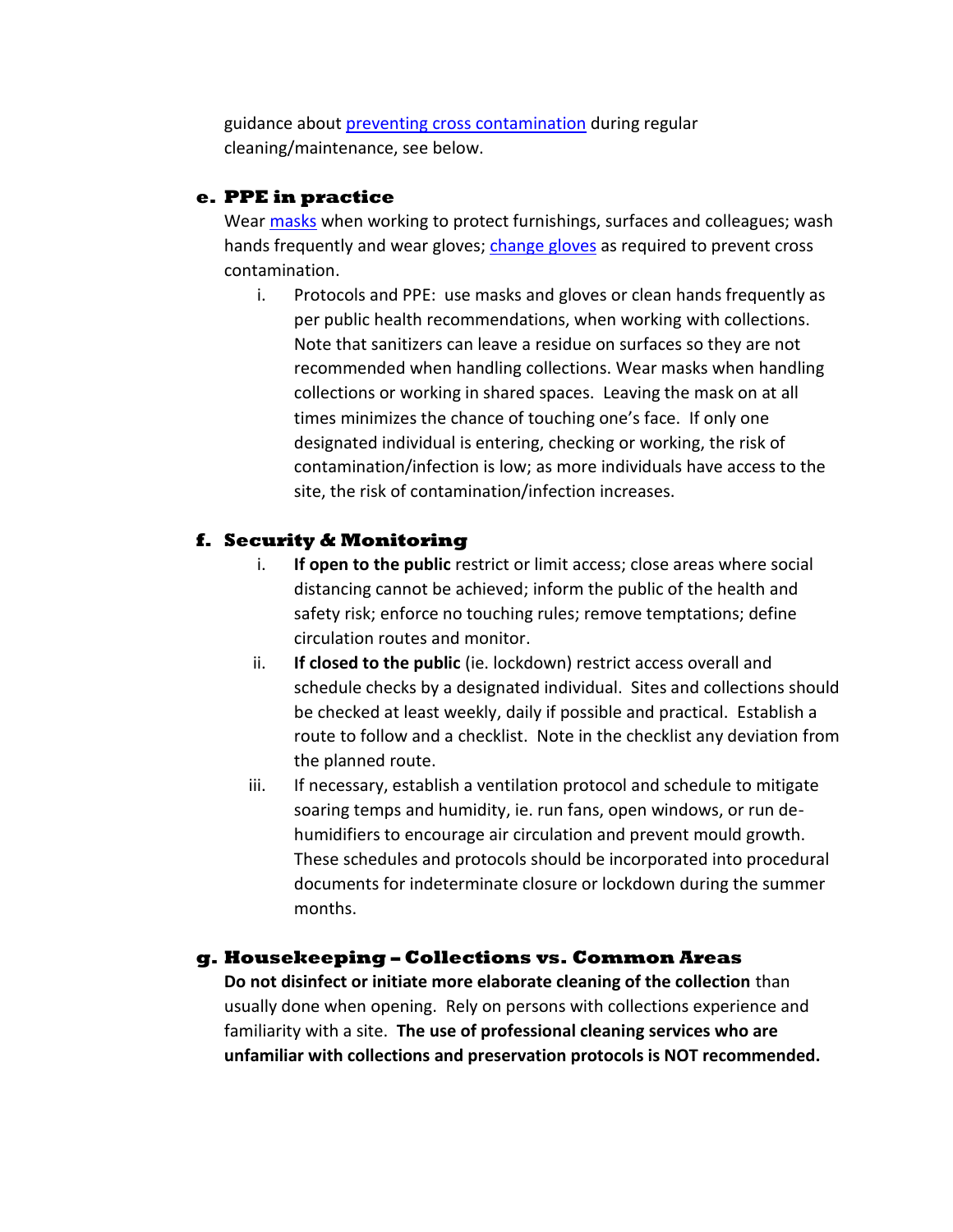guidance about [preventing cross contamination]() during regular cleaning/maintenance, see below.

### e. PPE in practice

Wear [masks]() when working to protect furnishings, surfaces and colleagues; wash hands frequently and wear gloves; [change gloves]() as required to prevent cross contamination.

i. Protocols and PPE: use masks and gloves or clean hands frequently as per public health recommendations, when working with collections. Note that sanitizers can leave a residue on surfaces so they are not recommended when handling collections. Wear masks when handling collections or working in shared spaces. Leaving the mask on at all times minimizes the chance of touching one's face. If only one designated individual is entering, checking or working, the risk of contamination/infection is low; as more individuals have access to the site, the risk of contamination/infection increases.

### f. Security & Monitoring

i. **If open to the public** restrict or limit access; close areas where social distancing cannot be achieved; inform the public of the health and safety risk; enforce no touching rules; remove temptations; define circulation routes and monitor.

ii. **If closed to the public** (ie. lockdown) restrict access overall and schedule checks by a designated individual. Sites and collections should be checked at least weekly, daily if possible and practical. Establish a route to follow and a checklist. Note in the checklist any deviation from the planned route.

iii. If necessary, establish a ventilation protocol and schedule to mitigate soaring temps and humidity, ie. run fans, open windows, or run de-humidifiers to encourage air circulation and prevent mould growth. These schedules and protocols should be incorporated into procedural documents for indeterminate closure or lockdown during the summer months.

### g. Housekeeping – Collections vs. Common Areas

**Do not disinfect or initiate more elaborate cleaning of the collection** than usually done when opening. Rely on persons with collections experience and familiarity with a site. **The use of professional cleaning services who are unfamiliar with collections and preservation protocols is NOT recommended.**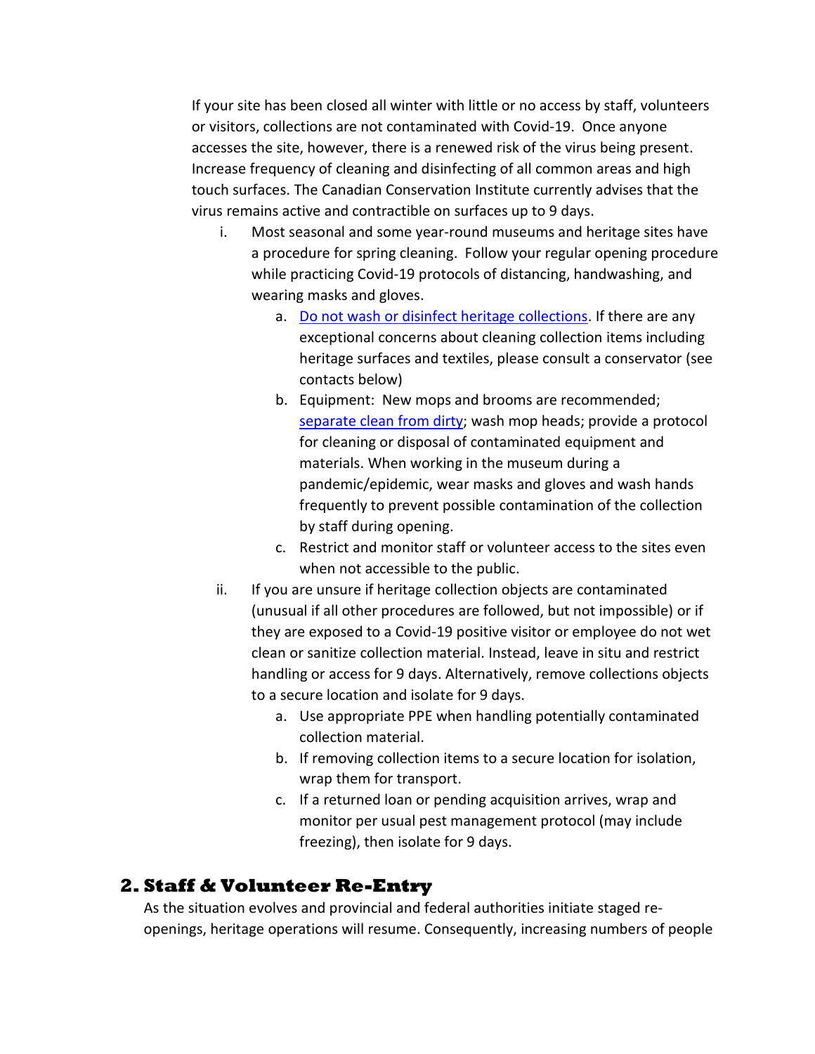If your site has been closed all winter with little or no access by staff, volunteers or visitors, collections are not contaminated with Covid-19. Once anyone accesses the site, however, there is a renewed risk of the virus being present. Increase frequency of cleaning and disinfecting of all common areas and high touch surfaces. The Canadian Conservation Institute currently advises that the virus remains active and contractible on surfaces up to 9 days.

i. Most seasonal and some year-round museums and heritage sites have a procedure for spring cleaning. Follow your regular opening procedure while practicing Covid-19 protocols of distancing, handwashing, and wearing masks and gloves.

   a. Do not wash or disinfect heritage collections. If there are any exceptional concerns about cleaning collection items including heritage surfaces and textiles, please consult a conservator (see contacts below)

   b. Equipment: New mops and brooms are recommended; separate clean from dirty; wash mop heads; provide a protocol for cleaning or disposal of contaminated equipment and materials. When working in the museum during a pandemic/epidemic, wear masks and gloves and wash hands frequently to prevent possible contamination of the collection by staff during opening.

   c. Restrict and monitor staff or volunteer access to the sites even when not accessible to the public.

ii. If you are unsure if heritage collection objects are contaminated (unusual if all other procedures are followed, but not impossible) or if they are exposed to a Covid-19 positive visitor or employee do not wet clean or sanitize collection material. Instead, leave in situ and restrict handling or access for 9 days. Alternatively, remove collections objects to a secure location and isolate for 9 days.

   a. Use appropriate PPE when handling potentially contaminated collection material.

   b. If removing collection items to a secure location for isolation, wrap them for transport.

   c. If a returned loan or pending acquisition arrives, wrap and monitor per usual pest management protocol (may include freezing), then isolate for 9 days.

## 2. Staff & Volunteer Re-Entry

As the situation evolves and provincial and federal authorities initiate staged re-openings, heritage operations will resume. Consequently, increasing numbers of people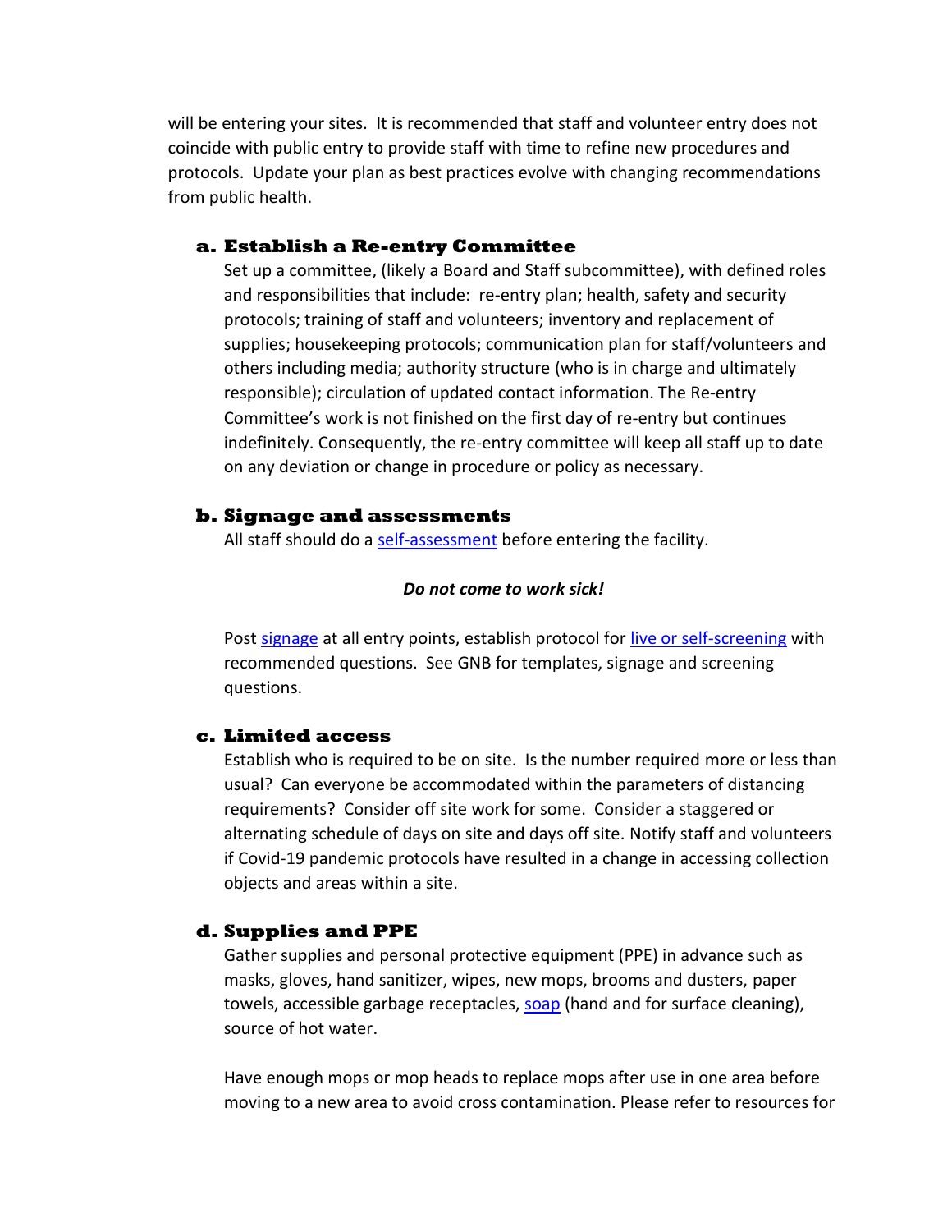will be entering your sites. It is recommended that staff and volunteer entry does not coincide with public entry to provide staff with time to refine new procedures and protocols. Update your plan as best practices evolve with changing recommendations from public health.

### a. Establish a Re-entry Committee

Set up a committee, (likely a Board and Staff subcommittee), with defined roles and responsibilities that include: re-entry plan; health, safety and security protocols; training of staff and volunteers; inventory and replacement of supplies; housekeeping protocols; communication plan for staff/volunteers and others including media; authority structure (who is in charge and ultimately responsible); circulation of updated contact information. The Re-entry Committee's work is not finished on the first day of re-entry but continues indefinitely. Consequently, the re-entry committee will keep all staff up to date on any deviation or change in procedure or policy as necessary.

### b. Signage and assessments

All staff should do a self-assessment before entering the facility.

***Do not come to work sick!***

Post signage at all entry points, establish protocol for live or self-screening with recommended questions. See GNB for templates, signage and screening questions.

### c. Limited access

Establish who is required to be on site. Is the number required more or less than usual? Can everyone be accommodated within the parameters of distancing requirements? Consider off site work for some. Consider a staggered or alternating schedule of days on site and days off site. Notify staff and volunteers if Covid-19 pandemic protocols have resulted in a change in accessing collection objects and areas within a site.

### d. Supplies and PPE

Gather supplies and personal protective equipment (PPE) in advance such as masks, gloves, hand sanitizer, wipes, new mops, brooms and dusters, paper towels, accessible garbage receptacles, soap (hand and for surface cleaning), source of hot water.

Have enough mops or mop heads to replace mops after use in one area before moving to a new area to avoid cross contamination. Please refer to resources for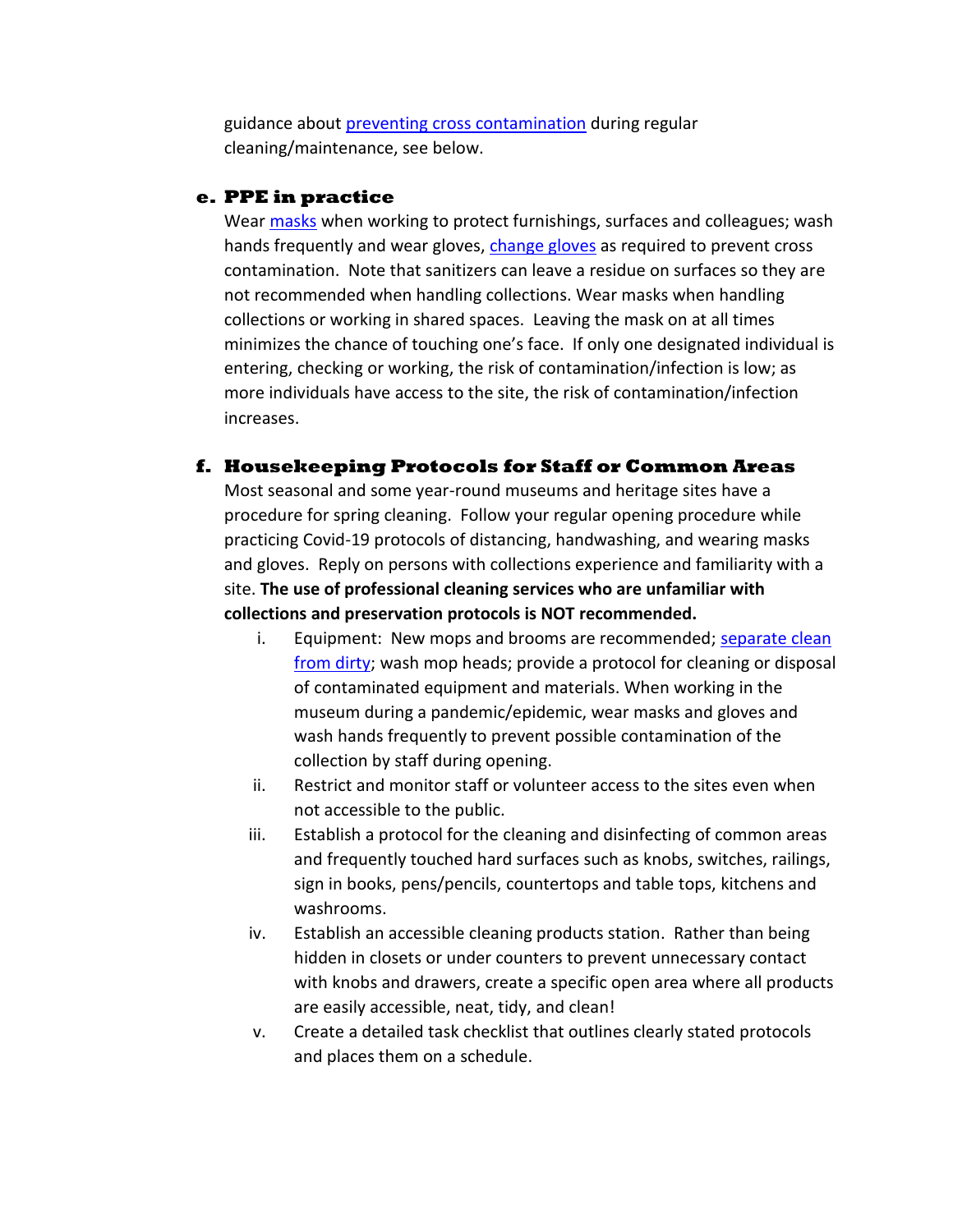guidance about [preventing cross contamination] during regular cleaning/maintenance, see below.

### e. PPE in practice

Wear [masks] when working to protect furnishings, surfaces and colleagues; wash hands frequently and wear gloves, [change gloves] as required to prevent cross contamination. Note that sanitizers can leave a residue on surfaces so they are not recommended when handling collections. Wear masks when handling collections or working in shared spaces. Leaving the mask on at all times minimizes the chance of touching one's face. If only one designated individual is entering, checking or working, the risk of contamination/infection is low; as more individuals have access to the site, the risk of contamination/infection increases.

### f. Housekeeping Protocols for Staff or Common Areas

Most seasonal and some year-round museums and heritage sites have a procedure for spring cleaning. Follow your regular opening procedure while practicing Covid-19 protocols of distancing, handwashing, and wearing masks and gloves. Reply on persons with collections experience and familiarity with a site. **The use of professional cleaning services who are unfamiliar with collections and preservation protocols is NOT recommended.**

i. Equipment: New mops and brooms are recommended; [separate clean from dirty]; wash mop heads; provide a protocol for cleaning or disposal of contaminated equipment and materials. When working in the museum during a pandemic/epidemic, wear masks and gloves and wash hands frequently to prevent possible contamination of the collection by staff during opening.

ii. Restrict and monitor staff or volunteer access to the sites even when not accessible to the public.

iii. Establish a protocol for the cleaning and disinfecting of common areas and frequently touched hard surfaces such as knobs, switches, railings, sign in books, pens/pencils, countertops and table tops, kitchens and washrooms.

iv. Establish an accessible cleaning products station. Rather than being hidden in closets or under counters to prevent unnecessary contact with knobs and drawers, create a specific open area where all products are easily accessible, neat, tidy, and clean!

v. Create a detailed task checklist that outlines clearly stated protocols and places them on a schedule.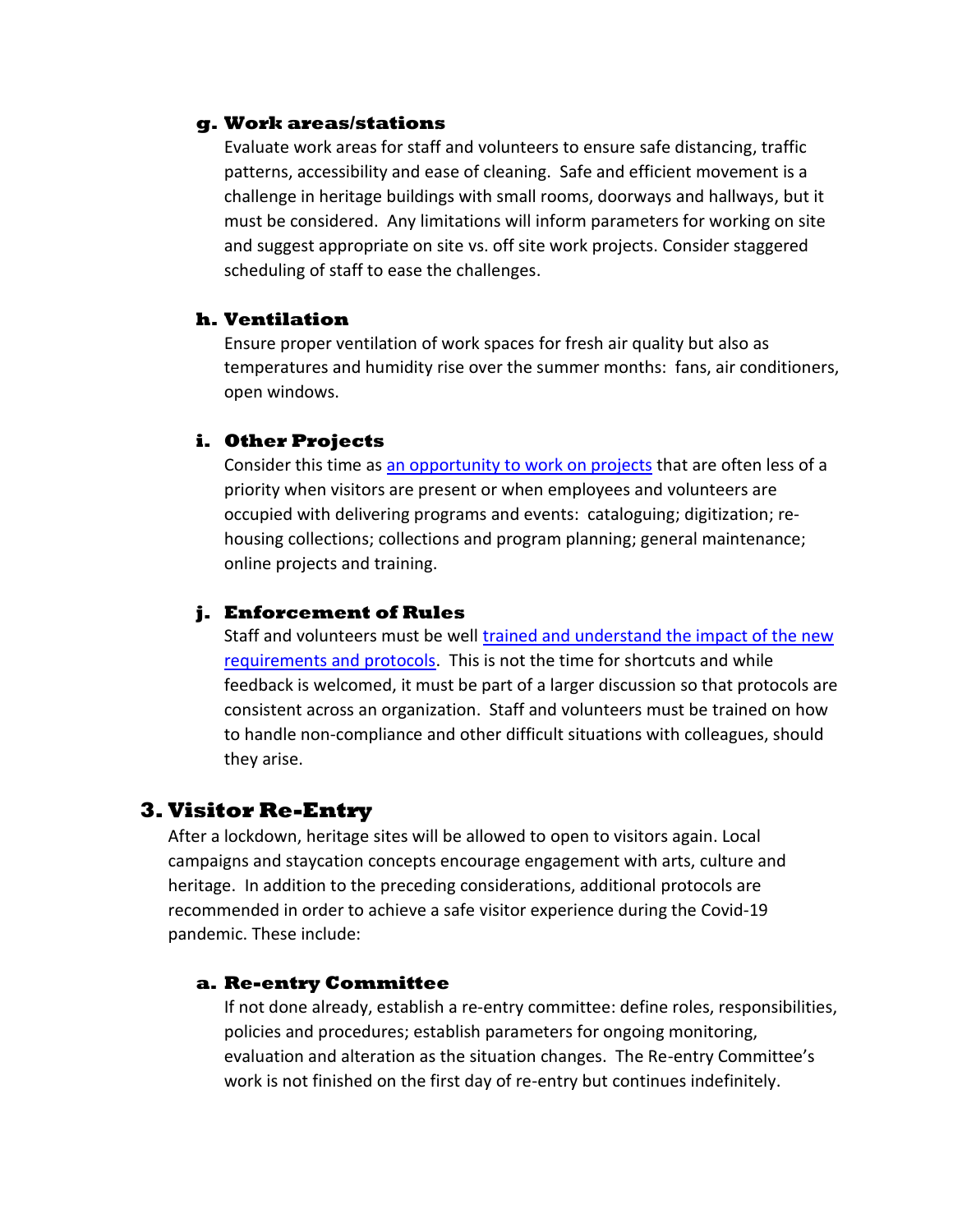### g. Work areas/stations

Evaluate work areas for staff and volunteers to ensure safe distancing, traffic patterns, accessibility and ease of cleaning. Safe and efficient movement is a challenge in heritage buildings with small rooms, doorways and hallways, but it must be considered. Any limitations will inform parameters for working on site and suggest appropriate on site vs. off site work projects. Consider staggered scheduling of staff to ease the challenges.

### h. Ventilation

Ensure proper ventilation of work spaces for fresh air quality but also as temperatures and humidity rise over the summer months: fans, air conditioners, open windows.

### i. Other Projects

Consider this time as an opportunity to work on projects that are often less of a priority when visitors are present or when employees and volunteers are occupied with delivering programs and events: cataloguing; digitization; re-housing collections; collections and program planning; general maintenance; online projects and training.

### j. Enforcement of Rules

Staff and volunteers must be well trained and understand the impact of the new requirements and protocols. This is not the time for shortcuts and while feedback is welcomed, it must be part of a larger discussion so that protocols are consistent across an organization. Staff and volunteers must be trained on how to handle non-compliance and other difficult situations with colleagues, should they arise.

## 3. Visitor Re-Entry

After a lockdown, heritage sites will be allowed to open to visitors again. Local campaigns and staycation concepts encourage engagement with arts, culture and heritage. In addition to the preceding considerations, additional protocols are recommended in order to achieve a safe visitor experience during the Covid-19 pandemic. These include:

### a. Re-entry Committee

If not done already, establish a re-entry committee: define roles, responsibilities, policies and procedures; establish parameters for ongoing monitoring, evaluation and alteration as the situation changes. The Re-entry Committee's work is not finished on the first day of re-entry but continues indefinitely.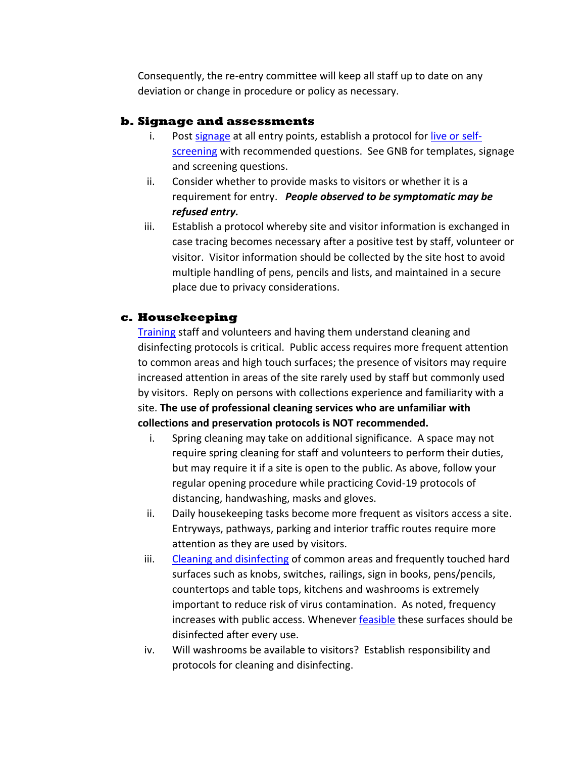Consequently, the re-entry committee will keep all staff up to date on any deviation or change in procedure or policy as necessary.

### b. Signage and assessments

i. Post signage at all entry points, establish a protocol for live or self-screening with recommended questions. See GNB for templates, signage and screening questions.

ii. Consider whether to provide masks to visitors or whether it is a requirement for entry. ***People observed to be symptomatic may be refused entry.***

iii. Establish a protocol whereby site and visitor information is exchanged in case tracing becomes necessary after a positive test by staff, volunteer or visitor. Visitor information should be collected by the site host to avoid multiple handling of pens, pencils and lists, and maintained in a secure place due to privacy considerations.

### c. Housekeeping

Training staff and volunteers and having them understand cleaning and disinfecting protocols is critical. Public access requires more frequent attention to common areas and high touch surfaces; the presence of visitors may require increased attention in areas of the site rarely used by staff but commonly used by visitors. Reply on persons with collections experience and familiarity with a site. **The use of professional cleaning services who are unfamiliar with collections and preservation protocols is NOT recommended.**

i. Spring cleaning may take on additional significance. A space may not require spring cleaning for staff and volunteers to perform their duties, but may require it if a site is open to the public. As above, follow your regular opening procedure while practicing Covid-19 protocols of distancing, handwashing, masks and gloves.

ii. Daily housekeeping tasks become more frequent as visitors access a site. Entryways, pathways, parking and interior traffic routes require more attention as they are used by visitors.

iii. Cleaning and disinfecting of common areas and frequently touched hard surfaces such as knobs, switches, railings, sign in books, pens/pencils, countertops and table tops, kitchens and washrooms is extremely important to reduce risk of virus contamination. As noted, frequency increases with public access. Whenever feasible these surfaces should be disinfected after every use.

iv. Will washrooms be available to visitors? Establish responsibility and protocols for cleaning and disinfecting.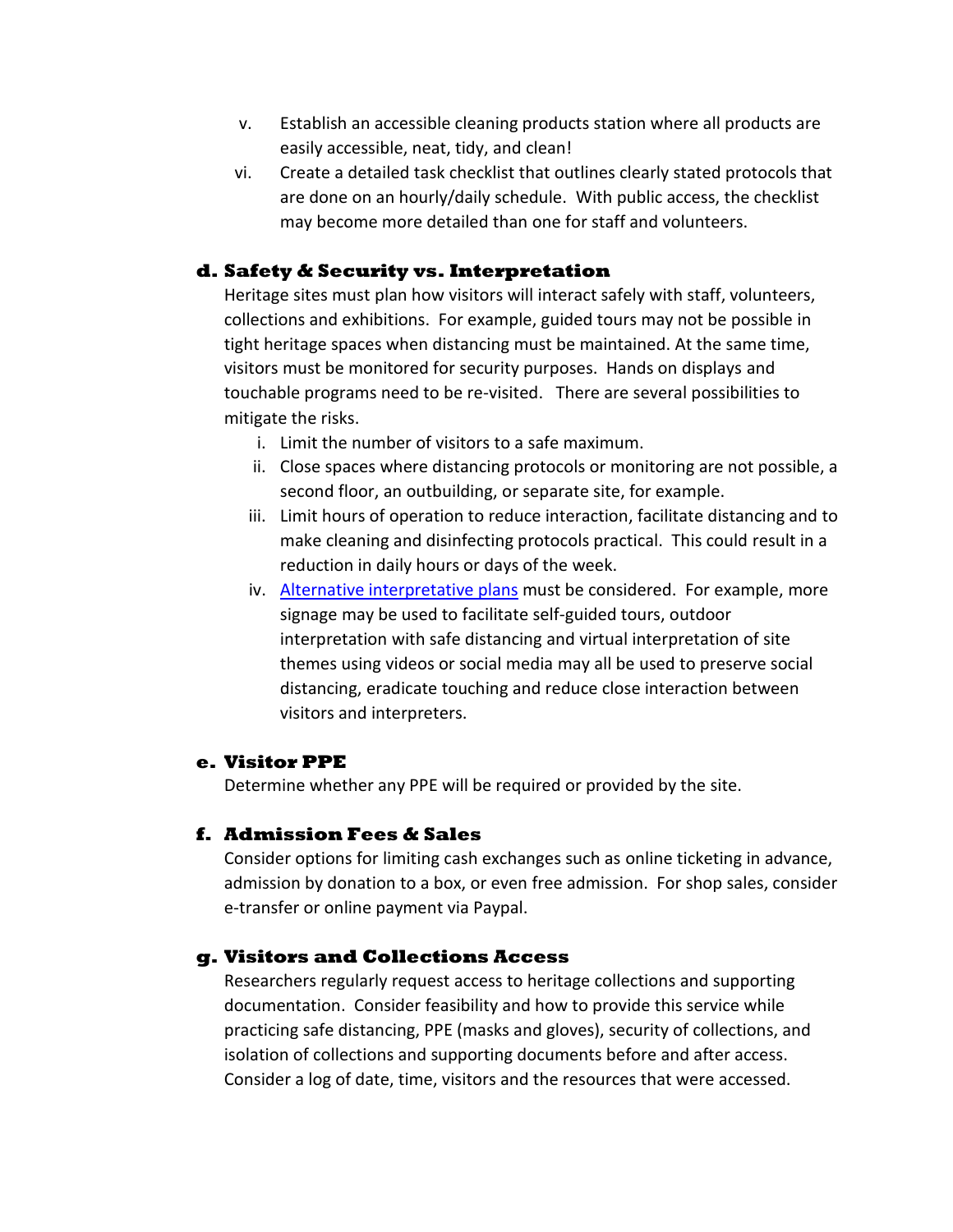v. Establish an accessible cleaning products station where all products are easily accessible, neat, tidy, and clean!
vi. Create a detailed task checklist that outlines clearly stated protocols that are done on an hourly/daily schedule. With public access, the checklist may become more detailed than one for staff and volunteers.

### d. Safety & Security vs. Interpretation

Heritage sites must plan how visitors will interact safely with staff, volunteers, collections and exhibitions. For example, guided tours may not be possible in tight heritage spaces when distancing must be maintained. At the same time, visitors must be monitored for security purposes. Hands on displays and touchable programs need to be re-visited. There are several possibilities to mitigate the risks.

i. Limit the number of visitors to a safe maximum.
ii. Close spaces where distancing protocols or monitoring are not possible, a second floor, an outbuilding, or separate site, for example.
iii. Limit hours of operation to reduce interaction, facilitate distancing and to make cleaning and disinfecting protocols practical. This could result in a reduction in daily hours or days of the week.
iv. Alternative interpretative plans must be considered. For example, more signage may be used to facilitate self-guided tours, outdoor interpretation with safe distancing and virtual interpretation of site themes using videos or social media may all be used to preserve social distancing, eradicate touching and reduce close interaction between visitors and interpreters.

### e. Visitor PPE

Determine whether any PPE will be required or provided by the site.

### f. Admission Fees & Sales

Consider options for limiting cash exchanges such as online ticketing in advance, admission by donation to a box, or even free admission. For shop sales, consider e-transfer or online payment via Paypal.

### g. Visitors and Collections Access

Researchers regularly request access to heritage collections and supporting documentation. Consider feasibility and how to provide this service while practicing safe distancing, PPE (masks and gloves), security of collections, and isolation of collections and supporting documents before and after access. Consider a log of date, time, visitors and the resources that were accessed.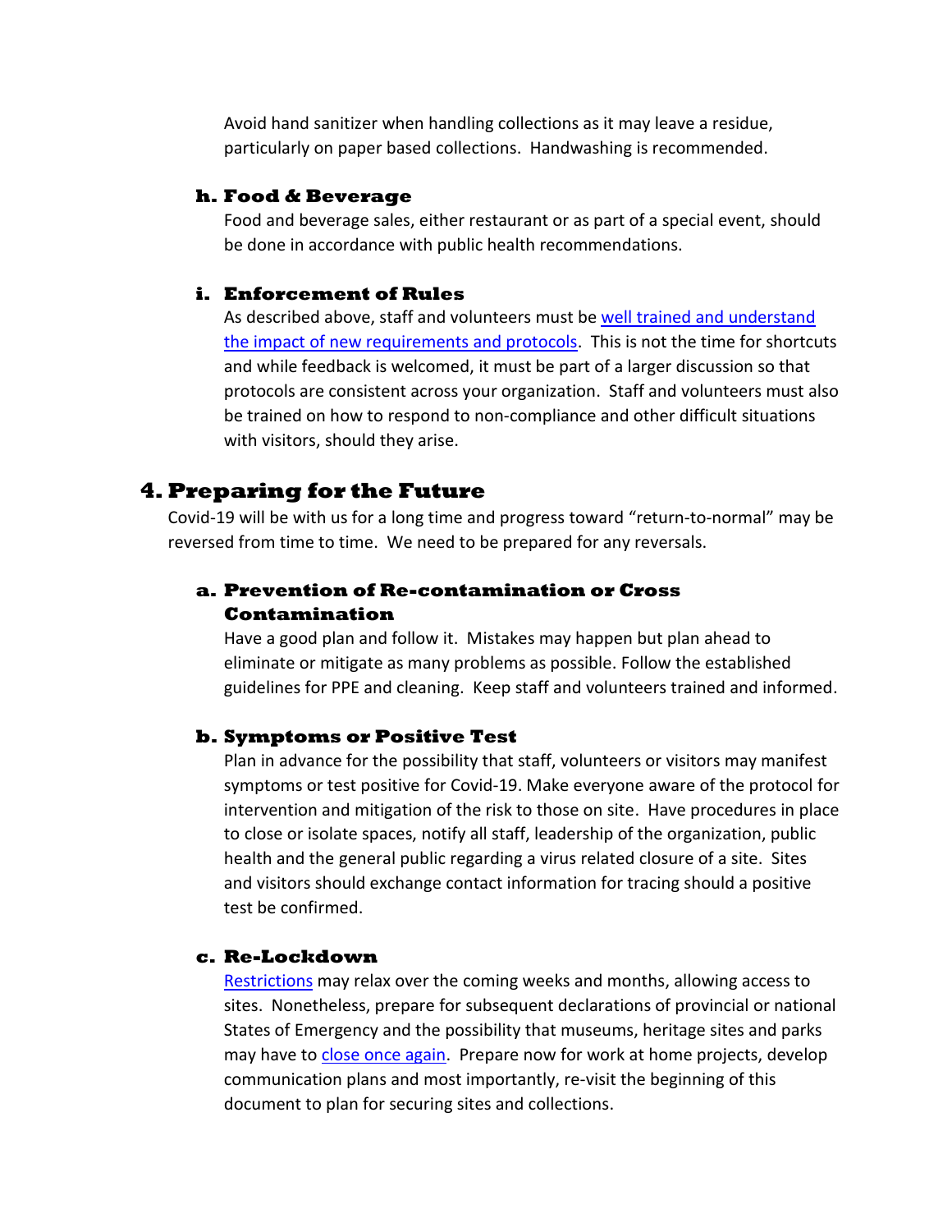Avoid hand sanitizer when handling collections as it may leave a residue, particularly on paper based collections. Handwashing is recommended.

### h. Food & Beverage

Food and beverage sales, either restaurant or as part of a special event, should be done in accordance with public health recommendations.

### i. Enforcement of Rules

As described above, staff and volunteers must be well trained and understand the impact of new requirements and protocols. This is not the time for shortcuts and while feedback is welcomed, it must be part of a larger discussion so that protocols are consistent across your organization. Staff and volunteers must also be trained on how to respond to non-compliance and other difficult situations with visitors, should they arise.

## 4. Preparing for the Future

Covid-19 will be with us for a long time and progress toward "return-to-normal" may be reversed from time to time. We need to be prepared for any reversals.

### a. Prevention of Re-contamination or Cross Contamination

Have a good plan and follow it. Mistakes may happen but plan ahead to eliminate or mitigate as many problems as possible. Follow the established guidelines for PPE and cleaning. Keep staff and volunteers trained and informed.

### b. Symptoms or Positive Test

Plan in advance for the possibility that staff, volunteers or visitors may manifest symptoms or test positive for Covid-19. Make everyone aware of the protocol for intervention and mitigation of the risk to those on site. Have procedures in place to close or isolate spaces, notify all staff, leadership of the organization, public health and the general public regarding a virus related closure of a site. Sites and visitors should exchange contact information for tracing should a positive test be confirmed.

### c. Re-Lockdown

Restrictions may relax over the coming weeks and months, allowing access to sites. Nonetheless, prepare for subsequent declarations of provincial or national States of Emergency and the possibility that museums, heritage sites and parks may have to close once again. Prepare now for work at home projects, develop communication plans and most importantly, re-visit the beginning of this document to plan for securing sites and collections.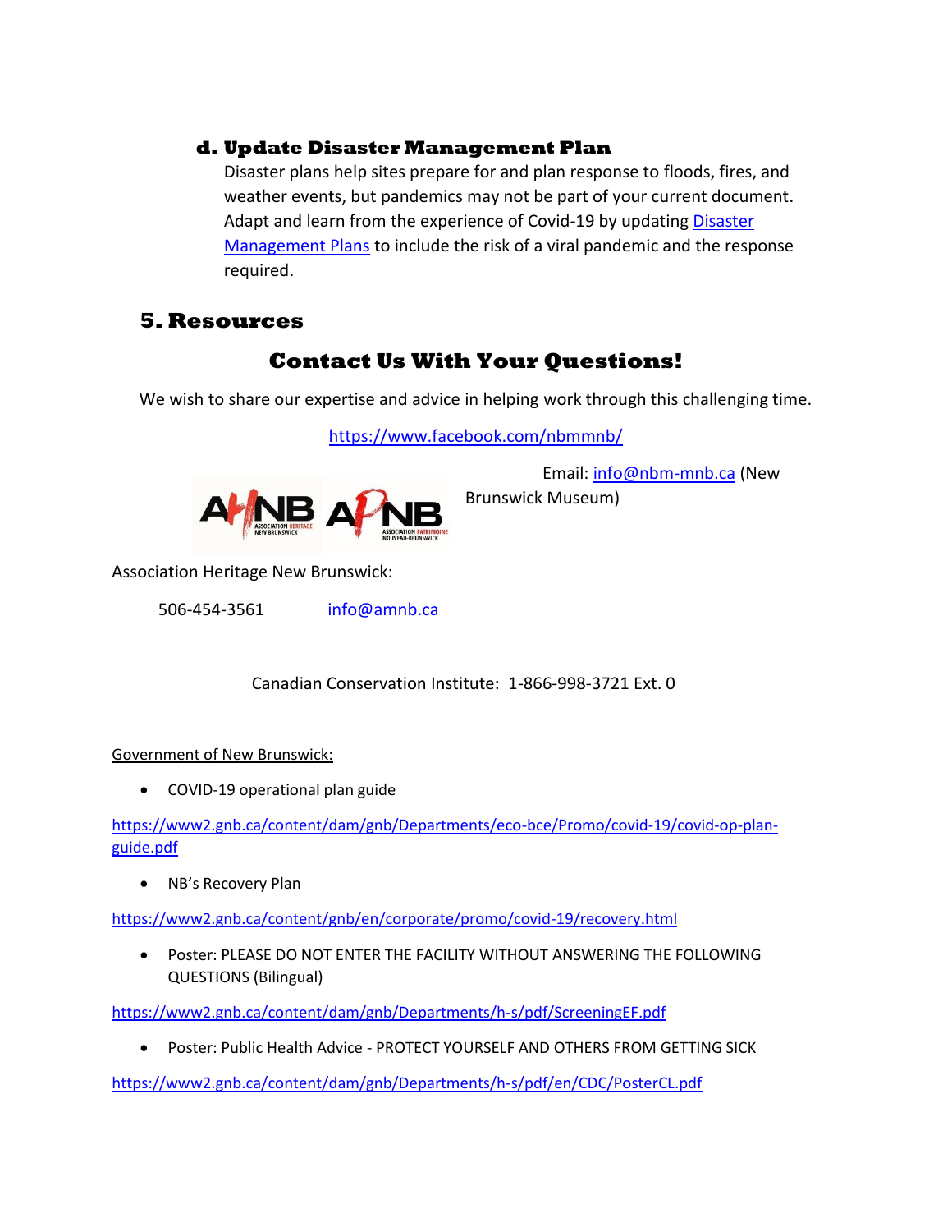### d. Update Disaster Management Plan

Disaster plans help sites prepare for and plan response to floods, fires, and weather events, but pandemics may not be part of your current document. Adapt and learn from the experience of Covid-19 by updating [Disaster Management Plans](#) to include the risk of a viral pandemic and the response required.

## 5. Resources

### Contact Us With Your Questions!

We wish to share our expertise and advice in helping work through this challenging time.

https://www.facebook.com/nbmmnb/

Email: info@nbm-mnb.ca (New Brunswick Museum)

Association Heritage New Brunswick:

506-454-3561 info@amnb.ca

Canadian Conservation Institute: 1-866-998-3721 Ext. 0

Government of New Brunswick:

- COVID-19 operational plan guide

https://www2.gnb.ca/content/dam/gnb/Departments/eco-bce/Promo/covid-19/covid-op-plan-guide.pdf

- NB's Recovery Plan

https://www2.gnb.ca/content/gnb/en/corporate/promo/covid-19/recovery.html

- Poster: PLEASE DO NOT ENTER THE FACILITY WITHOUT ANSWERING THE FOLLOWING QUESTIONS (Bilingual)

https://www2.gnb.ca/content/dam/gnb/Departments/h-s/pdf/ScreeningEF.pdf

- Poster: Public Health Advice - PROTECT YOURSELF AND OTHERS FROM GETTING SICK

https://www2.gnb.ca/content/dam/gnb/Departments/h-s/pdf/en/CDC/PosterCL.pdf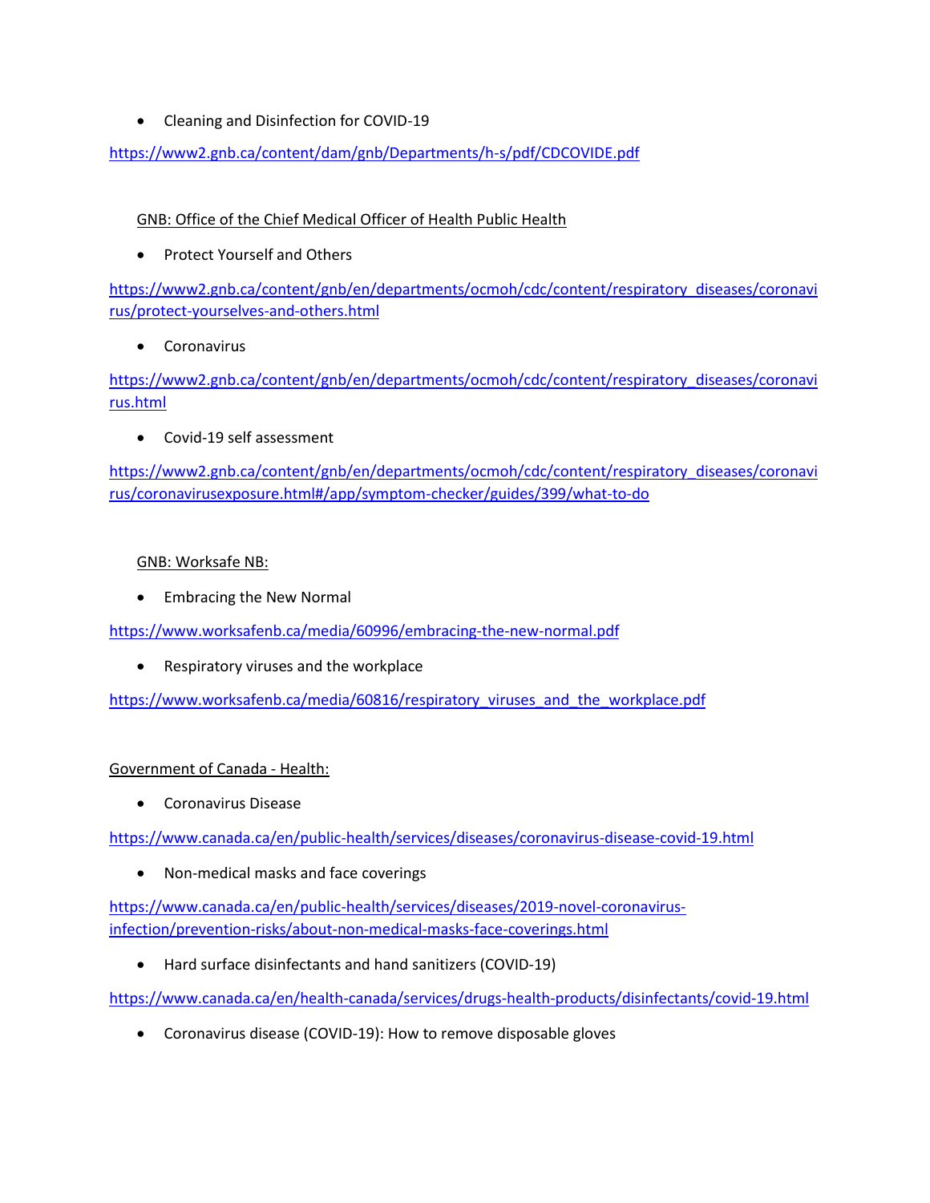- Cleaning and Disinfection for COVID-19

https://www2.gnb.ca/content/dam/gnb/Departments/h-s/pdf/CDCOVIDE.pdf

GNB: Office of the Chief Medical Officer of Health Public Health

- Protect Yourself and Others

https://www2.gnb.ca/content/gnb/en/departments/ocmoh/cdc/content/respiratory_diseases/coronavirus/protect-yourselves-and-others.html

- Coronavirus

https://www2.gnb.ca/content/gnb/en/departments/ocmoh/cdc/content/respiratory_diseases/coronavirus.html

- Covid-19 self assessment

https://www2.gnb.ca/content/gnb/en/departments/ocmoh/cdc/content/respiratory_diseases/coronavirus/coronavirusexposure.html#/app/symptom-checker/guides/399/what-to-do

GNB: Worksafe NB:

- Embracing the New Normal

https://www.worksafenb.ca/media/60996/embracing-the-new-normal.pdf

- Respiratory viruses and the workplace

https://www.worksafenb.ca/media/60816/respiratory_viruses_and_the_workplace.pdf

Government of Canada - Health:

- Coronavirus Disease

https://www.canada.ca/en/public-health/services/diseases/coronavirus-disease-covid-19.html

- Non-medical masks and face coverings

https://www.canada.ca/en/public-health/services/diseases/2019-novel-coronavirus-infection/prevention-risks/about-non-medical-masks-face-coverings.html

- Hard surface disinfectants and hand sanitizers (COVID-19)

https://www.canada.ca/en/health-canada/services/drugs-health-products/disinfectants/covid-19.html

- Coronavirus disease (COVID-19): How to remove disposable gloves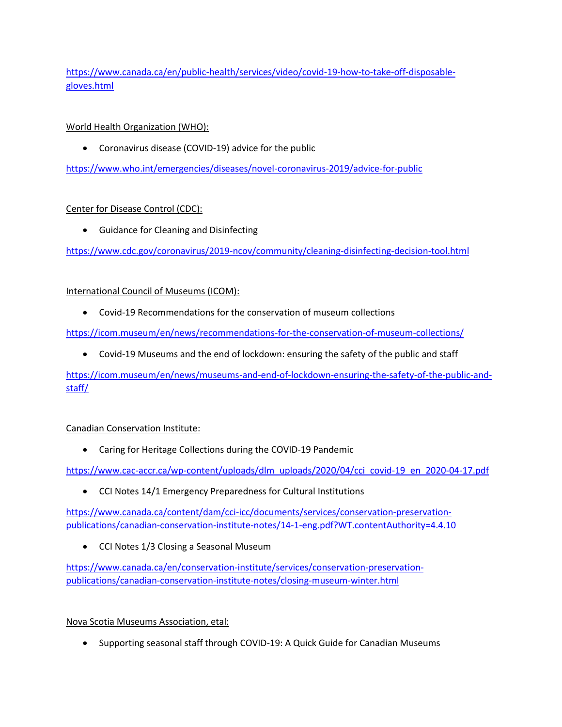https://www.canada.ca/en/public-health/services/video/covid-19-how-to-take-off-disposable-gloves.html

World Health Organization (WHO):

- Coronavirus disease (COVID-19) advice for the public

https://www.who.int/emergencies/diseases/novel-coronavirus-2019/advice-for-public

Center for Disease Control (CDC):

- Guidance for Cleaning and Disinfecting

https://www.cdc.gov/coronavirus/2019-ncov/community/cleaning-disinfecting-decision-tool.html

International Council of Museums (ICOM):

- Covid-19 Recommendations for the conservation of museum collections

https://icom.museum/en/news/recommendations-for-the-conservation-of-museum-collections/

- Covid-19 Museums and the end of lockdown: ensuring the safety of the public and staff

https://icom.museum/en/news/museums-and-end-of-lockdown-ensuring-the-safety-of-the-public-and-staff/

Canadian Conservation Institute:

- Caring for Heritage Collections during the COVID-19 Pandemic

https://www.cac-accr.ca/wp-content/uploads/dlm_uploads/2020/04/cci_covid-19_en_2020-04-17.pdf

- CCI Notes 14/1 Emergency Preparedness for Cultural Institutions

https://www.canada.ca/content/dam/cci-icc/documents/services/conservation-preservation-publications/canadian-conservation-institute-notes/14-1-eng.pdf?WT.contentAuthority=4.4.10

- CCI Notes 1/3 Closing a Seasonal Museum

https://www.canada.ca/en/conservation-institute/services/conservation-preservation-publications/canadian-conservation-institute-notes/closing-museum-winter.html

Nova Scotia Museums Association, etal:

- Supporting seasonal staff through COVID-19: A Quick Guide for Canadian Museums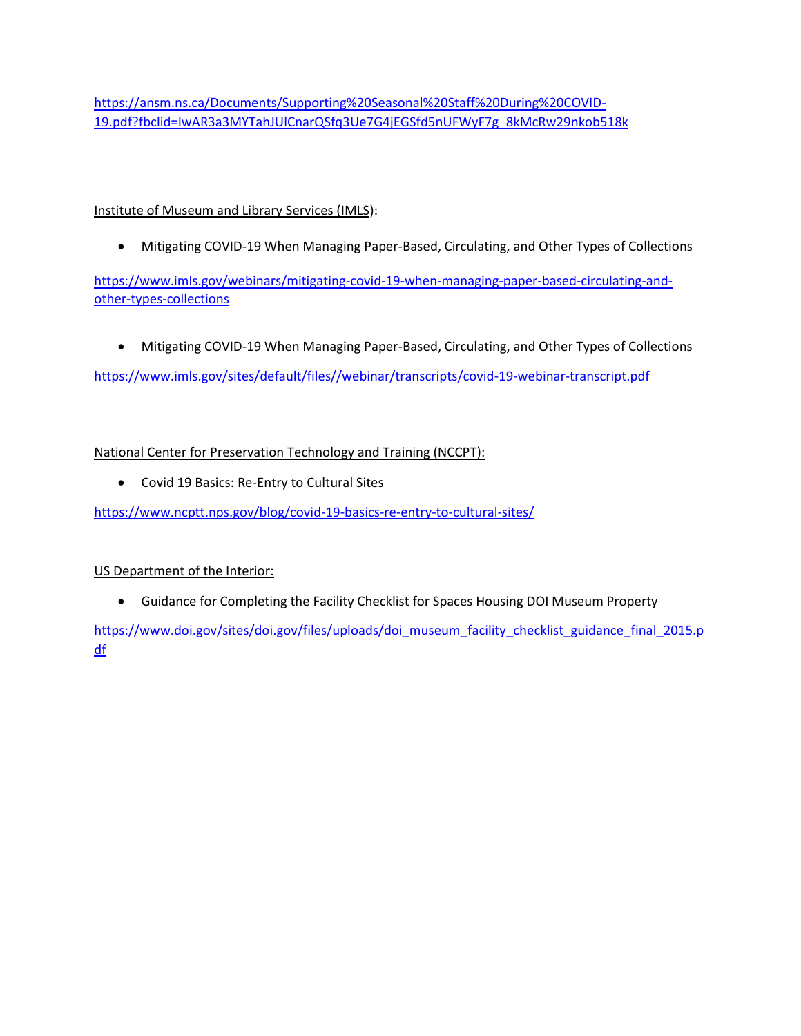https://ansm.ns.ca/Documents/Supporting%20Seasonal%20Staff%20During%20COVID-19.pdf?fbclid=IwAR3a3MYTahJUlCnarQSfq3Ue7G4jEGSfd5nUFWyF7g_8kMcRw29nkob518k

Institute of Museum and Library Services (IMLS):

- Mitigating COVID-19 When Managing Paper-Based, Circulating, and Other Types of Collections

https://www.imls.gov/webinars/mitigating-covid-19-when-managing-paper-based-circulating-and-other-types-collections

- Mitigating COVID-19 When Managing Paper-Based, Circulating, and Other Types of Collections

https://www.imls.gov/sites/default/files//webinar/transcripts/covid-19-webinar-transcript.pdf

National Center for Preservation Technology and Training (NCCPT):

- Covid 19 Basics: Re-Entry to Cultural Sites

https://www.ncptt.nps.gov/blog/covid-19-basics-re-entry-to-cultural-sites/

US Department of the Interior:

- Guidance for Completing the Facility Checklist for Spaces Housing DOI Museum Property

https://www.doi.gov/sites/doi.gov/files/uploads/doi_museum_facility_checklist_guidance_final_2015.pdf